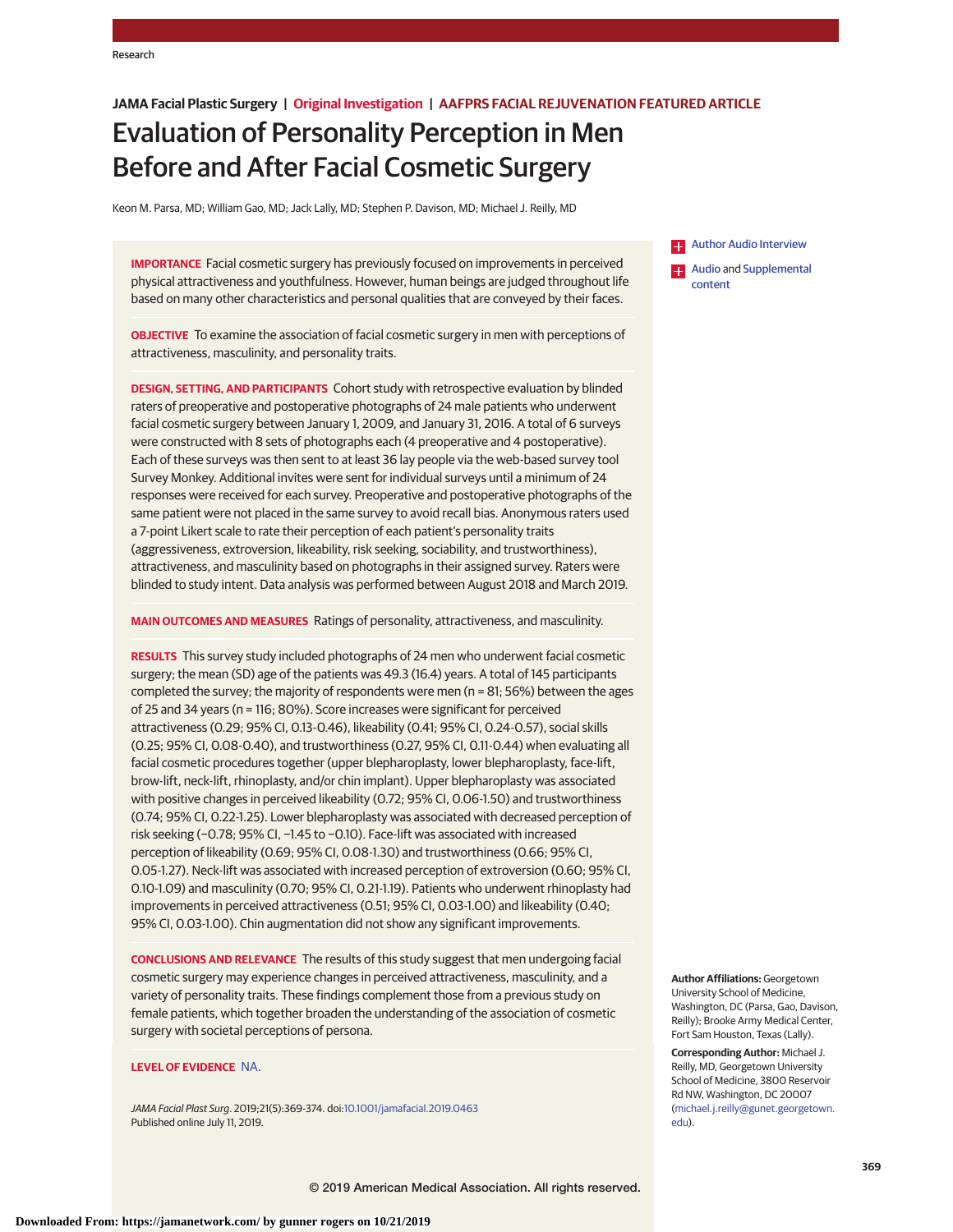Research

**JAMA Facial Plastic Surgery | Original Investigation | AAFPRS FACIAL REJUVENATION FEATURED ARTICLE**

# Evaluation of Personality Perception in Men Before and After Facial Cosmetic Surgery

Keon M. Parsa, MD; William Gao, MD; Jack Lally, MD; Stephen P. Davison, MD; Michael J. Reilly, MD

**IMPORTANCE** Facial cosmetic surgery has previously focused on improvements in perceived physical attractiveness and youthfulness. However, human beings are judged throughout life based on many other characteristics and personal qualities that are conveyed by their faces.

**OBJECTIVE** To examine the association of facial cosmetic surgery in men with perceptions of attractiveness, masculinity, and personality traits.

**DESIGN, SETTING, AND PARTICIPANTS** Cohort study with retrospective evaluation by blinded raters of preoperative and postoperative photographs of 24 male patients who underwent facial cosmetic surgery between January 1, 2009, and January 31, 2016. A total of 6 surveys were constructed with 8 sets of photographs each (4 preoperative and 4 postoperative). Each of these surveys was then sent to at least 36 lay people via the web-based survey tool Survey Monkey. Additional invites were sent for individual surveys until a minimum of 24 responses were received for each survey. Preoperative and postoperative photographs of the same patient were not placed in the same survey to avoid recall bias. Anonymous raters used a 7-point Likert scale to rate their perception of each patient's personality traits (aggressiveness, extroversion, likeability, risk seeking, sociability, and trustworthiness), attractiveness, and masculinity based on photographs in their assigned survey. Raters were blinded to study intent. Data analysis was performed between August 2018 and March 2019.

**MAIN OUTCOMES AND MEASURES** Ratings of personality, attractiveness, and masculinity.

**RESULTS** This survey study included photographs of 24 men who underwent facial cosmetic surgery; the mean (SD) age of the patients was 49.3 (16.4) years. A total of 145 participants completed the survey; the majority of respondents were men (n = 81; 56%) between the ages of 25 and 34 years (n = 116; 80%). Score increases were significant for perceived attractiveness (0.29; 95% CI, 0.13-0.46), likeability (0.41; 95% CI, 0.24-0.57), social skills (0.25; 95% CI, 0.08-0.40), and trustworthiness (0.27, 95% CI, 0.11-0.44) when evaluating all facial cosmetic procedures together (upper blepharoplasty, lower blepharoplasty, face-lift, brow-lift, neck-lift, rhinoplasty, and/or chin implant). Upper blepharoplasty was associated with positive changes in perceived likeability (0.72; 95% CI, 0.06-1.50) and trustworthiness (0.74; 95% CI, 0.22-1.25). Lower blepharoplasty was associated with decreased perception of risk seeking (−0.78; 95% CI, −1.45 to −0.10). Face-lift was associated with increased perception of likeability (0.69; 95% CI, 0.08-1.30) and trustworthiness (0.66; 95% CI, 0.05-1.27). Neck-lift was associated with increased perception of extroversion (0.60; 95% CI, 0.10-1.09) and masculinity (0.70; 95% CI, 0.21-1.19). Patients who underwent rhinoplasty had improvements in perceived attractiveness (0.51; 95% CI, 0.03-1.00) and likeability (0.40; 95% CI, 0.03-1.00). Chin augmentation did not show any significant improvements.

**CONCLUSIONS AND RELEVANCE** The results of this study suggest that men undergoing facial cosmetic surgery may experience changes in perceived attractiveness, masculinity, and a variety of personality traits. These findings complement those from a previous study on female patients, which together broaden the understanding of the association of cosmetic surgery with societal perceptions of persona.

**LEVEL OF EVIDENCE** NA.

*JAMA Facial Plast Surg*. 2019;21(5):369-374. doi:10.1001/jamafacial.2019.0463
Published online July 11, 2019.

Author Audio Interview

Audio and Supplemental content

**Author Affiliations:** Georgetown University School of Medicine, Washington, DC (Parsa, Gao, Davison, Reilly); Brooke Army Medical Center, Fort Sam Houston, Texas (Lally).

**Corresponding Author:** Michael J. Reilly, MD, Georgetown University School of Medicine, 3800 Reservoir Rd NW, Washington, DC 20007 (michael.j.reilly@gunet.georgetown.edu).

© 2019 American Medical Association. All rights reserved.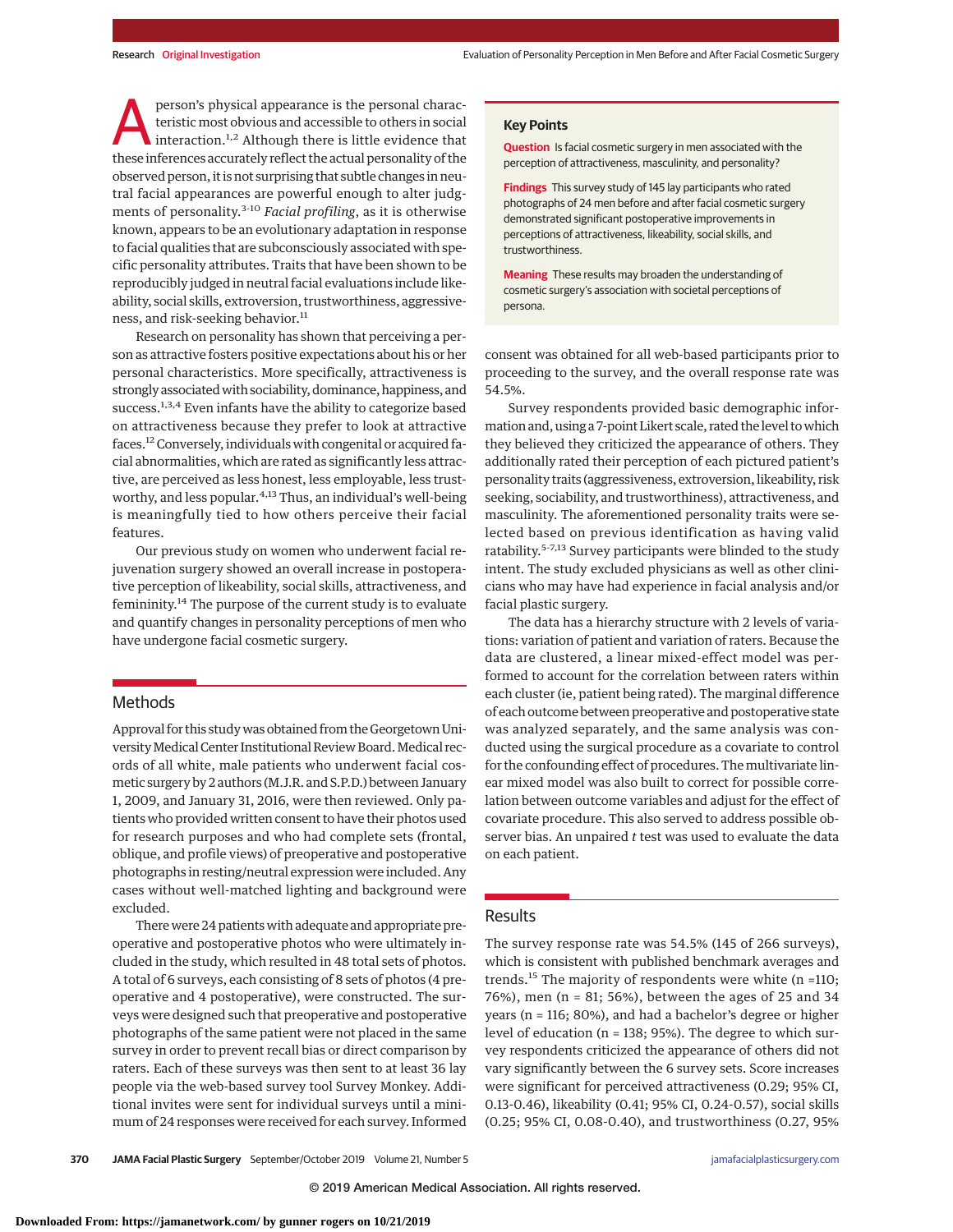A person's physical appearance is the personal characteristic most obvious and accessible to others in social interaction.[1,2] Although there is little evidence that these inferences accurately reflect the actual personality of the observed person, it is not surprising that subtle changes in neutral facial appearances are powerful enough to alter judgments of personality.[3-10] *Facial profiling*, as it is otherwise known, appears to be an evolutionary adaptation in response to facial qualities that are subconsciously associated with specific personality attributes. Traits that have been shown to be reproducibly judged in neutral facial evaluations include likeability, social skills, extroversion, trustworthiness, aggressiveness, and risk-seeking behavior.[11]

Research on personality has shown that perceiving a person as attractive fosters positive expectations about his or her personal characteristics. More specifically, attractiveness is strongly associated with sociability, dominance, happiness, and success.[1,3,4] Even infants have the ability to categorize based on attractiveness because they prefer to look at attractive faces.[12] Conversely, individuals with congenital or acquired facial abnormalities, which are rated as significantly less attractive, are perceived as less honest, less employable, less trustworthy, and less popular.[4,13] Thus, an individual's well-being is meaningfully tied to how others perceive their facial features.

Our previous study on women who underwent facial rejuvenation surgery showed an overall increase in postoperative perception of likeability, social skills, attractiveness, and femininity.[14] The purpose of the current study is to evaluate and quantify changes in personality perceptions of men who have undergone facial cosmetic surgery.

## Key Points

**Question** Is facial cosmetic surgery in men associated with the perception of attractiveness, masculinity, and personality?

**Findings** This survey study of 145 lay participants who rated photographs of 24 men before and after facial cosmetic surgery demonstrated significant postoperative improvements in perceptions of attractiveness, likeability, social skills, and trustworthiness.

**Meaning** These results may broaden the understanding of cosmetic surgery's association with societal perceptions of persona.

## Methods

Approval for this study was obtained from the Georgetown University Medical Center Institutional Review Board. Medical records of all white, male patients who underwent facial cosmetic surgery by 2 authors (M.J.R. and S.P.D.) between January 1, 2009, and January 31, 2016, were then reviewed. Only patients who provided written consent to have their photos used for research purposes and who had complete sets (frontal, oblique, and profile views) of preoperative and postoperative photographs in resting/neutral expression were included. Any cases without well-matched lighting and background were excluded.

There were 24 patients with adequate and appropriate preoperative and postoperative photos who were ultimately included in the study, which resulted in 48 total sets of photos. A total of 6 surveys, each consisting of 8 sets of photos (4 preoperative and 4 postoperative), were constructed. The surveys were designed such that preoperative and postoperative photographs of the same patient were not placed in the same survey in order to prevent recall bias or direct comparison by raters. Each of these surveys was then sent to at least 36 lay people via the web-based survey tool Survey Monkey. Additional invites were sent for individual surveys until a minimum of 24 responses were received for each survey. Informed consent was obtained for all web-based participants prior to proceeding to the survey, and the overall response rate was 54.5%.

Survey respondents provided basic demographic information and, using a 7-point Likert scale, rated the level to which they believed they criticized the appearance of others. They additionally rated their perception of each pictured patient's personality traits (aggressiveness, extroversion, likeability, risk seeking, sociability, and trustworthiness), attractiveness, and masculinity. The aforementioned personality traits were selected based on previous identification as having valid ratability.[5-7,13] Survey participants were blinded to the study intent. The study excluded physicians as well as other clinicians who may have had experience in facial analysis and/or facial plastic surgery.

The data has a hierarchy structure with 2 levels of variations: variation of patient and variation of raters. Because the data are clustered, a linear mixed-effect model was performed to account for the correlation between raters within each cluster (ie, patient being rated). The marginal difference of each outcome between preoperative and postoperative state was analyzed separately, and the same analysis was conducted using the surgical procedure as a covariate to control for the confounding effect of procedures. The multivariate linear mixed model was also built to correct for possible correlation between outcome variables and adjust for the effect of covariate procedure. This also served to address possible observer bias. An unpaired *t* test was used to evaluate the data on each patient.

## Results

The survey response rate was 54.5% (145 of 266 surveys), which is consistent with published benchmark averages and trends.[15] The majority of respondents were white (n =110; 76%), men (n = 81; 56%), between the ages of 25 and 34 years (n = 116; 80%), and had a bachelor's degree or higher level of education (n = 138; 95%). The degree to which survey respondents criticized the appearance of others did not vary significantly between the 6 survey sets. Score increases were significant for perceived attractiveness (0.29; 95% CI, 0.13-0.46), likeability (0.41; 95% CI, 0.24-0.57), social skills (0.25; 95% CI, 0.08-0.40), and trustworthiness (0.27, 95%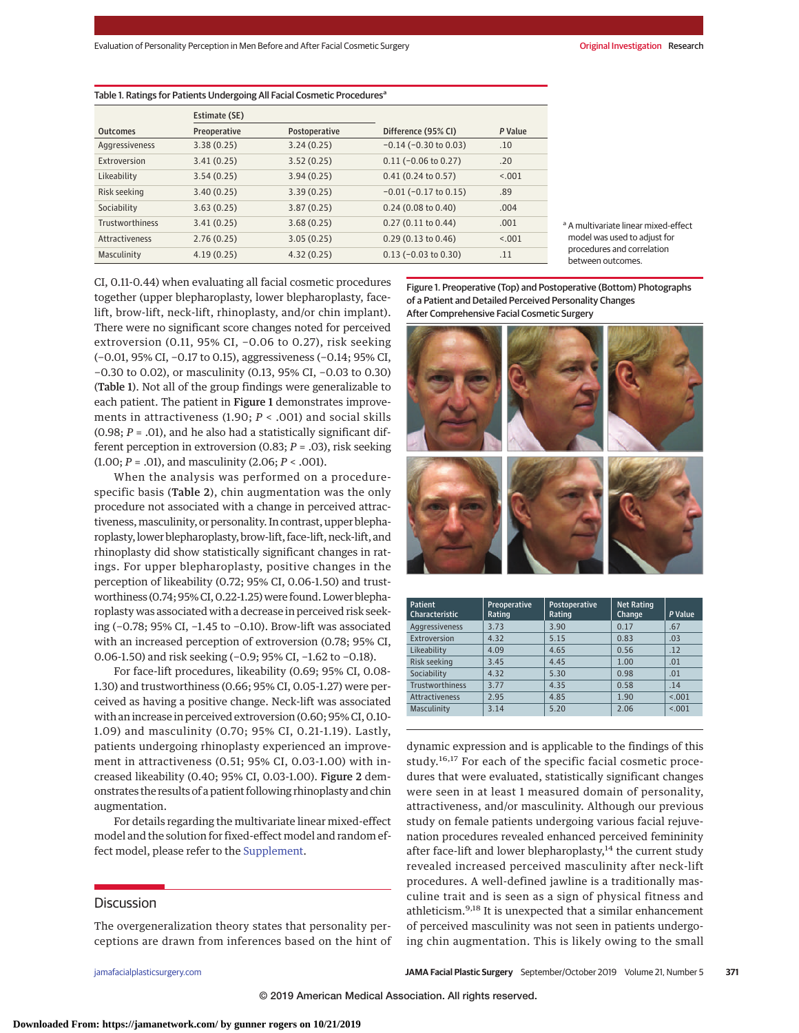Table 1. Ratings for Patients Undergoing All Facial Cosmetic Procedures[a]

| Outcomes | Estimate (SE) | | Difference (95% CI) | P Value |
|---|---|---|---|---|
| | Preoperative | Postoperative | | |
| Aggressiveness | 3.38 (0.25) | 3.24 (0.25) | −0.14 (−0.30 to 0.03) | .10 |
| Extroversion | 3.41 (0.25) | 3.52 (0.25) | 0.11 (−0.06 to 0.27) | .20 |
| Likeability | 3.54 (0.25) | 3.94 (0.25) | 0.41 (0.24 to 0.57) | <.001 |
| Risk seeking | 3.40 (0.25) | 3.39 (0.25) | −0.01 (−0.17 to 0.15) | .89 |
| Sociability | 3.63 (0.25) | 3.87 (0.25) | 0.24 (0.08 to 0.40) | .004 |
| Trustworthiness | 3.41 (0.25) | 3.68 (0.25) | 0.27 (0.11 to 0.44) | .001 |
| Attractiveness | 2.76 (0.25) | 3.05 (0.25) | 0.29 (0.13 to 0.46) | <.001 |
| Masculinity | 4.19 (0.25) | 4.32 (0.25) | 0.13 (−0.03 to 0.30) | .11 |

[a] A multivariate linear mixed-effect model was used to adjust for procedures and correlation between outcomes.

CI, 0.11-0.44) when evaluating all facial cosmetic procedures together (upper blepharoplasty, lower blepharoplasty, face-lift, brow-lift, neck-lift, rhinoplasty, and/or chin implant). There were no significant score changes noted for perceived extroversion (0.11, 95% CI, −0.06 to 0.27), risk seeking (−0.01, 95% CI, −0.17 to 0.15), aggressiveness (−0.14; 95% CI, −0.30 to 0.02), or masculinity (0.13, 95% CI, −0.03 to 0.30) (**Table 1**). Not all of the group findings were generalizable to each patient. The patient in **Figure 1** demonstrates improvements in attractiveness (1.90; $P < .001$) and social skills (0.98; $P = .01$), and he also had a statistically significant different perception in extroversion (0.83; $P = .03$), risk seeking (1.00; $P = .01$), and masculinity (2.06; $P < .001$).

When the analysis was performed on a procedure-specific basis (**Table 2**), chin augmentation was the only procedure not associated with a change in perceived attractiveness, masculinity, or personality. In contrast, upper blepharoplasty, lower blepharoplasty, brow-lift, face-lift, neck-lift, and rhinoplasty did show statistically significant changes in ratings. For upper blepharoplasty, positive changes in the perception of likeability (0.72; 95% CI, 0.06-1.50) and trustworthiness (0.74; 95% CI, 0.22-1.25) were found. Lower blepharoplasty was associated with a decrease in perceived risk seeking (−0.78; 95% CI, −1.45 to −0.10). Brow-lift was associated with an increased perception of extroversion (0.78; 95% CI, 0.06-1.50) and risk seeking (−0.9; 95% CI, −1.62 to −0.18).

For face-lift procedures, likeability (0.69; 95% CI, 0.08-1.30) and trustworthiness (0.66; 95% CI, 0.05-1.27) were perceived as having a positive change. Neck-lift was associated with an increase in perceived extroversion (0.60; 95% CI, 0.10-1.09) and masculinity (0.70; 95% CI, 0.21-1.19). Lastly, patients undergoing rhinoplasty experienced an improvement in attractiveness (0.51; 95% CI, 0.03-1.00) with increased likeability (0.40; 95% CI, 0.03-1.00). **Figure 2** demonstrates the results of a patient following rhinoplasty and chin augmentation.

For details regarding the multivariate linear mixed-effect model and the solution for fixed-effect model and random effect model, please refer to the Supplement.

Figure 1. Preoperative (Top) and Postoperative (Bottom) Photographs of a Patient and Detailed Perceived Personality Changes After Comprehensive Facial Cosmetic Surgery

| Patient Characteristic | Preoperative Rating | Postoperative Rating | Net Rating Change | P Value |
|---|---|---|---|---|
| Aggressiveness | 3.73 | 3.90 | 0.17 | .67 |
| Extroversion | 4.32 | 5.15 | 0.83 | .03 |
| Likeability | 4.09 | 4.65 | 0.56 | .12 |
| Risk seeking | 3.45 | 4.45 | 1.00 | .01 |
| Sociability | 4.32 | 5.30 | 0.98 | .01 |
| Trustworthiness | 3.77 | 4.35 | 0.58 | .14 |
| Attractiveness | 2.95 | 4.85 | 1.90 | <.001 |
| Masculinity | 3.14 | 5.20 | 2.06 | <.001 |

## Discussion

The overgeneralization theory states that personality perceptions are drawn from inferences based on the hint of dynamic expression and is applicable to the findings of this study.[16,17] For each of the specific facial cosmetic procedures that were evaluated, statistically significant changes were seen in at least 1 measured domain of personality, attractiveness, and/or masculinity. Although our previous study on female patients undergoing various facial rejuvenation procedures revealed enhanced perceived femininity after face-lift and lower blepharoplasty,[14] the current study revealed increased perceived masculinity after neck-lift procedures. A well-defined jawline is a traditionally masculine trait and is seen as a sign of physical fitness and athleticism.[9,18] It is unexpected that a similar enhancement of perceived masculinity was not seen in patients undergoing chin augmentation. This is likely owing to the small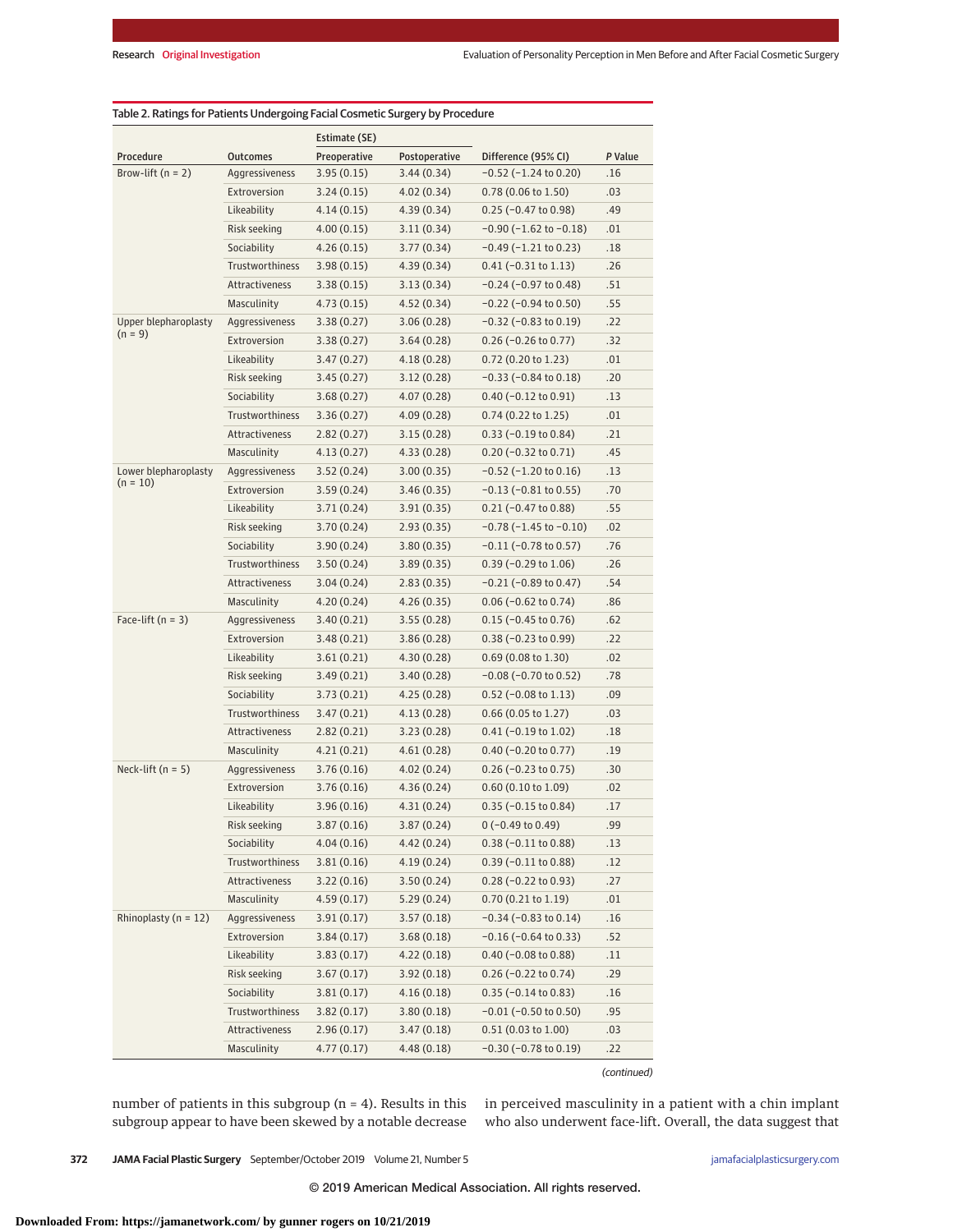Table 2. Ratings for Patients Undergoing Facial Cosmetic Surgery by Procedure

| Procedure | Outcomes | Estimate (SE) | | Difference (95% CI) | P Value |
|---|---|---|---|---|---|
| | | Preoperative | Postoperative | | |
| Brow-lift (n = 2) | Aggressiveness | 3.95 (0.15) | 3.44 (0.34) | −0.52 (−1.24 to 0.20) | .16 |
| | Extroversion | 3.24 (0.15) | 4.02 (0.34) | 0.78 (0.06 to 1.50) | .03 |
| | Likeability | 4.14 (0.15) | 4.39 (0.34) | 0.25 (−0.47 to 0.98) | .49 |
| | Risk seeking | 4.00 (0.15) | 3.11 (0.34) | −0.90 (−1.62 to −0.18) | .01 |
| | Sociability | 4.26 (0.15) | 3.77 (0.34) | −0.49 (−1.21 to 0.23) | .18 |
| | Trustworthiness | 3.98 (0.15) | 4.39 (0.34) | 0.41 (−0.31 to 1.13) | .26 |
| | Attractiveness | 3.38 (0.15) | 3.13 (0.34) | −0.24 (−0.97 to 0.48) | .51 |
| | Masculinity | 4.73 (0.15) | 4.52 (0.34) | −0.22 (−0.94 to 0.50) | .55 |
| Upper blepharoplasty (n = 9) | Aggressiveness | 3.38 (0.27) | 3.06 (0.28) | −0.32 (−0.83 to 0.19) | .22 |
| | Extroversion | 3.38 (0.27) | 3.64 (0.28) | 0.26 (−0.26 to 0.77) | .32 |
| | Likeability | 3.47 (0.27) | 4.18 (0.28) | 0.72 (0.20 to 1.23) | .01 |
| | Risk seeking | 3.45 (0.27) | 3.12 (0.28) | −0.33 (−0.84 to 0.18) | .20 |
| | Sociability | 3.68 (0.27) | 4.07 (0.28) | 0.40 (−0.12 to 0.91) | .13 |
| | Trustworthiness | 3.36 (0.27) | 4.09 (0.28) | 0.74 (0.22 to 1.25) | .01 |
| | Attractiveness | 2.82 (0.27) | 3.15 (0.28) | 0.33 (−0.19 to 0.84) | .21 |
| | Masculinity | 4.13 (0.27) | 4.33 (0.28) | 0.20 (−0.32 to 0.71) | .45 |
| Lower blepharoplasty (n = 10) | Aggressiveness | 3.52 (0.24) | 3.00 (0.35) | −0.52 (−1.20 to 0.16) | .13 |
| | Extroversion | 3.59 (0.24) | 3.46 (0.35) | −0.13 (−0.81 to 0.55) | .70 |
| | Likeability | 3.71 (0.24) | 3.91 (0.35) | 0.21 (−0.47 to 0.88) | .55 |
| | Risk seeking | 3.70 (0.24) | 2.93 (0.35) | −0.78 (−1.45 to −0.10) | .02 |
| | Sociability | 3.90 (0.24) | 3.80 (0.35) | −0.11 (−0.78 to 0.57) | .76 |
| | Trustworthiness | 3.50 (0.24) | 3.89 (0.35) | 0.39 (−0.29 to 1.06) | .26 |
| | Attractiveness | 3.04 (0.24) | 2.83 (0.35) | −0.21 (−0.89 to 0.47) | .54 |
| | Masculinity | 4.20 (0.24) | 4.26 (0.35) | 0.06 (−0.62 to 0.74) | .86 |
| Face-lift (n = 3) | Aggressiveness | 3.40 (0.21) | 3.55 (0.28) | 0.15 (−0.45 to 0.76) | .62 |
| | Extroversion | 3.48 (0.21) | 3.86 (0.28) | 0.38 (−0.23 to 0.99) | .22 |
| | Likeability | 3.61 (0.21) | 4.30 (0.28) | 0.69 (0.08 to 1.30) | .02 |
| | Risk seeking | 3.49 (0.21) | 3.40 (0.28) | −0.08 (−0.70 to 0.52) | .78 |
| | Sociability | 3.73 (0.21) | 4.25 (0.28) | 0.52 (−0.08 to 1.13) | .09 |
| | Trustworthiness | 3.47 (0.21) | 4.13 (0.28) | 0.66 (0.05 to 1.27) | .03 |
| | Attractiveness | 2.82 (0.21) | 3.23 (0.28) | 0.41 (−0.19 to 1.02) | .18 |
| | Masculinity | 4.21 (0.21) | 4.61 (0.28) | 0.40 (−0.20 to 0.77) | .19 |
| Neck-lift (n = 5) | Aggressiveness | 3.76 (0.16) | 4.02 (0.24) | 0.26 (−0.23 to 0.75) | .30 |
| | Extroversion | 3.76 (0.16) | 4.36 (0.24) | 0.60 (0.10 to 1.09) | .02 |
| | Likeability | 3.96 (0.16) | 4.31 (0.24) | 0.35 (−0.15 to 0.84) | .17 |
| | Risk seeking | 3.87 (0.16) | 3.87 (0.24) | 0 (−0.49 to 0.49) | .99 |
| | Sociability | 4.04 (0.16) | 4.42 (0.24) | 0.38 (−0.11 to 0.88) | .13 |
| | Trustworthiness | 3.81 (0.16) | 4.19 (0.24) | 0.39 (−0.11 to 0.88) | .12 |
| | Attractiveness | 3.22 (0.16) | 3.50 (0.24) | 0.28 (−0.22 to 0.93) | .27 |
| | Masculinity | 4.59 (0.17) | 5.29 (0.24) | 0.70 (0.21 to 1.19) | .01 |
| Rhinoplasty (n = 12) | Aggressiveness | 3.91 (0.17) | 3.57 (0.18) | −0.34 (−0.83 to 0.14) | .16 |
| | Extroversion | 3.84 (0.17) | 3.68 (0.18) | −0.16 (−0.64 to 0.33) | .52 |
| | Likeability | 3.83 (0.17) | 4.22 (0.18) | 0.40 (−0.08 to 0.88) | .11 |
| | Risk seeking | 3.67 (0.17) | 3.92 (0.18) | 0.26 (−0.22 to 0.74) | .29 |
| | Sociability | 3.81 (0.17) | 4.16 (0.18) | 0.35 (−0.14 to 0.83) | .16 |
| | Trustworthiness | 3.82 (0.17) | 3.80 (0.18) | −0.01 (−0.50 to 0.50) | .95 |
| | Attractiveness | 2.96 (0.17) | 3.47 (0.18) | 0.51 (0.03 to 1.00) | .03 |
| | Masculinity | 4.77 (0.17) | 4.48 (0.18) | −0.30 (−0.78 to 0.19) | .22 |

*(continued)*

number of patients in this subgroup (n = 4). Results in this subgroup appear to have been skewed by a notable decrease in perceived masculinity in a patient with a chin implant who also underwent face-lift. Overall, the data suggest that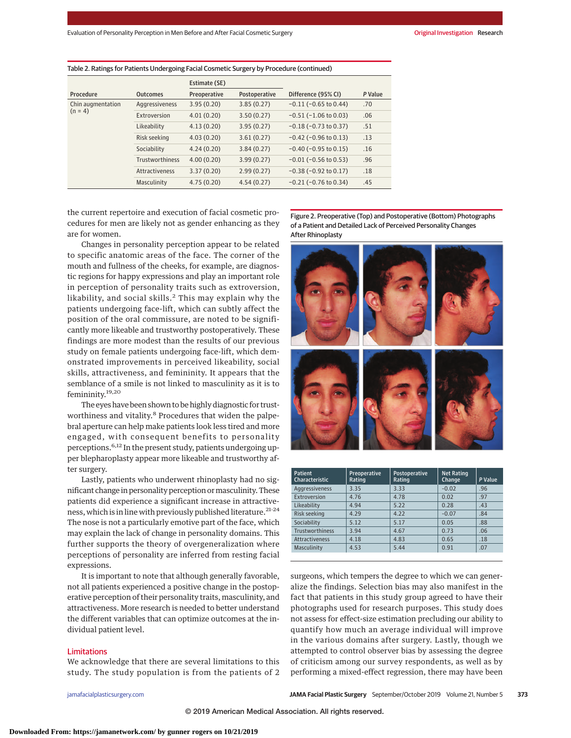Table 2. Ratings for Patients Undergoing Facial Cosmetic Surgery by Procedure (continued)

| Procedure | Outcomes | Estimate (SE) | | Difference (95% CI) | P Value |
|---|---|---|---|---|---|
| | | Preoperative | Postoperative | | |
| Chin augmentation (n = 4) | Aggressiveness | 3.95 (0.20) | 3.85 (0.27) | −0.11 (−0.65 to 0.44) | .70 |
| | Extroversion | 4.01 (0.20) | 3.50 (0.27) | −0.51 (−1.06 to 0.03) | .06 |
| | Likeability | 4.13 (0.20) | 3.95 (0.27) | −0.18 (−0.73 to 0.37) | .51 |
| | Risk seeking | 4.03 (0.20) | 3.61 (0.27) | −0.42 (−0.96 to 0.13) | .13 |
| | Sociability | 4.24 (0.20) | 3.84 (0.27) | −0.40 (−0.95 to 0.15) | .16 |
| | Trustworthiness | 4.00 (0.20) | 3.99 (0.27) | −0.01 (−0.56 to 0.53) | .96 |
| | Attractiveness | 3.37 (0.20) | 2.99 (0.27) | −0.38 (−0.92 to 0.17) | .18 |
| | Masculinity | 4.75 (0.20) | 4.54 (0.27) | −0.21 (−0.76 to 0.34) | .45 |

the current repertoire and execution of facial cosmetic procedures for men are likely not as gender enhancing as they are for women.

Changes in personality perception appear to be related to specific anatomic areas of the face. The corner of the mouth and fullness of the cheeks, for example, are diagnostic regions for happy expressions and play an important role in perception of personality traits such as extroversion, likability, and social skills.[2] This may explain why the patients undergoing face-lift, which can subtly affect the position of the oral commissure, are noted to be significantly more likeable and trustworthy postoperatively. These findings are more modest than the results of our previous study on female patients undergoing face-lift, which demonstrated improvements in perceived likeability, social skills, attractiveness, and femininity. It appears that the semblance of a smile is not linked to masculinity as it is to femininity.[19,20]

The eyes have been shown to be highly diagnostic for trustworthiness and vitality.[8] Procedures that widen the palpebral aperture can help make patients look less tired and more engaged, with consequent benefits to personality perceptions.[6,12] In the present study, patients undergoing upper blepharoplasty appear more likeable and trustworthy after surgery.

Lastly, patients who underwent rhinoplasty had no significant change in personality perception or masculinity. These patients did experience a significant increase in attractiveness, which is in line with previously published literature.[21-24] The nose is not a particularly emotive part of the face, which may explain the lack of change in personality domains. This further supports the theory of overgeneralization where perceptions of personality are inferred from resting facial expressions.

It is important to note that although generally favorable, not all patients experienced a positive change in the postoperative perception of their personality traits, masculinity, and attractiveness. More research is needed to better understand the different variables that can optimize outcomes at the individual patient level.

## Limitations

We acknowledge that there are several limitations to this study. The study population is from the patients of 2 surgeons, which tempers the degree to which we can generalize the findings. Selection bias may also manifest in the fact that patients in this study group agreed to have their photographs used for research purposes. This study does not assess for effect-size estimation precluding our ability to quantify how much an average individual will improve in the various domains after surgery. Lastly, though we attempted to control observer bias by assessing the degree of criticism among our survey respondents, as well as by performing a mixed-effect regression, there may have been

Figure 2. Preoperative (Top) and Postoperative (Bottom) Photographs of a Patient and Detailed Lack of Perceived Personality Changes After Rhinoplasty

| Patient Characteristic | Preoperative Rating | Postoperative Rating | Net Rating Change | P Value |
|---|---|---|---|---|
| Aggressiveness | 3.35 | 3.33 | -0.02 | .96 |
| Extroversion | 4.76 | 4.78 | 0.02 | .97 |
| Likeability | 4.94 | 5.22 | 0.28 | .43 |
| Risk seeking | 4.29 | 4.22 | -0.07 | .84 |
| Sociability | 5.12 | 5.17 | 0.05 | .88 |
| Trustworthiness | 3.94 | 4.67 | 0.73 | .06 |
| Attractiveness | 4.18 | 4.83 | 0.65 | .18 |
| Masculinity | 4.53 | 5.44 | 0.91 | .07 |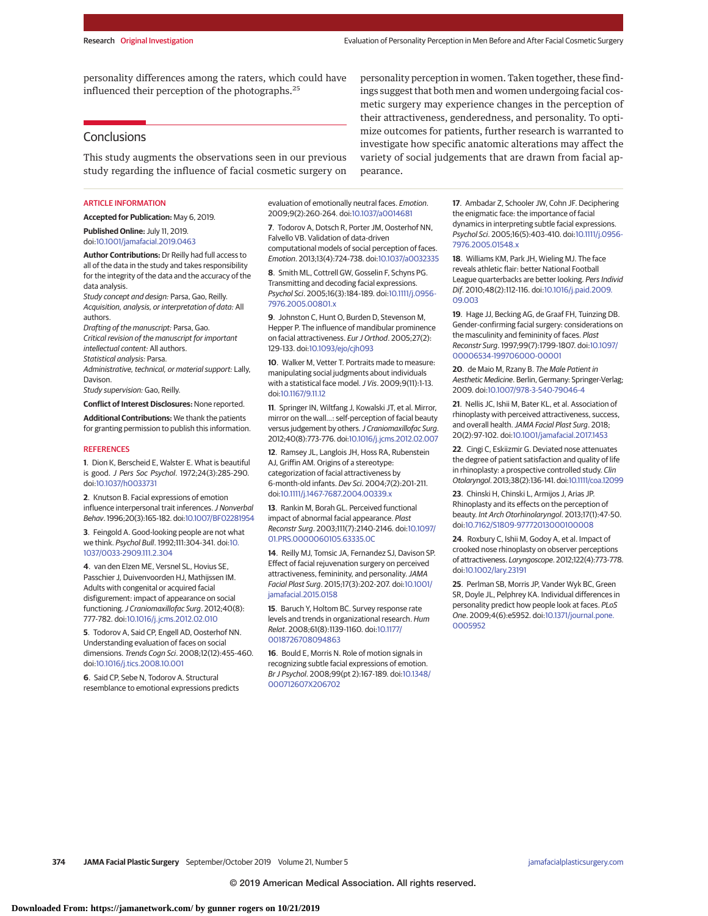personality differences among the raters, which could have influenced their perception of the photographs.[25]

## Conclusions

This study augments the observations seen in our previous study regarding the influence of facial cosmetic surgery on personality perception in women. Taken together, these findings suggest that both men and women undergoing facial cosmetic surgery may experience changes in the perception of their attractiveness, genderedness, and personality. To optimize outcomes for patients, further research is warranted to investigate how specific anatomic alterations may affect the variety of social judgements that are drawn from facial appearance.

### ARTICLE INFORMATION

**Accepted for Publication:** May 6, 2019.

**Published Online:** July 11, 2019. doi:10.1001/jamafacial.2019.0463

**Author Contributions:** Dr Reilly had full access to all of the data in the study and takes responsibility for the integrity of the data and the accuracy of the data analysis.
*Study concept and design:* Parsa, Gao, Reilly.
*Acquisition, analysis, or interpretation of data:* All authors.
*Drafting of the manuscript:* Parsa, Gao.
*Critical revision of the manuscript for important intellectual content:* All authors.
*Statistical analysis:* Parsa.
*Administrative, technical, or material support:* Lally, Davison.
*Study supervision:* Gao, Reilly.

**Conflict of Interest Disclosures:** None reported.

**Additional Contributions:** We thank the patients for granting permission to publish this information.

### REFERENCES

1. Dion K, Berscheid E, Walster E. What is beautiful is good. *J Pers Soc Psychol*. 1972;24(3):285-290. doi:10.1037/h0033731
2. Knutson B. Facial expressions of emotion influence interpersonal trait inferences. *J Nonverbal Behav*. 1996;20(3):165-182. doi:10.1007/BF02281954
3. Feingold A. Good-looking people are not what we think. *Psychol Bull*. 1992;111:304-341. doi:10.1037/0033-2909.111.2.304
4. van den Elzen ME, Versnel SL, Hovius SE, Passchier J, Duivenvoorden HJ, Mathijssen IM. Adults with congenital or acquired facial disfigurement: impact of appearance on social functioning. *J Craniomaxillofac Surg*. 2012;40(8):777-782. doi:10.1016/j.jcms.2012.02.010
5. Todorov A, Said CP, Engell AD, Oosterhof NN. Understanding evaluation of faces on social dimensions. *Trends Cogn Sci*. 2008;12(12):455-460. doi:10.1016/j.tics.2008.10.001
6. Said CP, Sebe N, Todorov A. Structural resemblance to emotional expressions predicts evaluation of emotionally neutral faces. *Emotion*. 2009;9(2):260-264. doi:10.1037/a0014681
7. Todorov A, Dotsch R, Porter JM, Oosterhof NN, Falvello VB. Validation of data-driven computational models of social perception of faces. *Emotion*. 2013;13(4):724-738. doi:10.1037/a0032335
8. Smith ML, Cottrell GW, Gosselin F, Schyns PG. Transmitting and decoding facial expressions. *Psychol Sci*. 2005;16(3):184-189. doi:10.1111/j.0956-7976.2005.00801.x
9. Johnston C, Hunt O, Burden D, Stevenson M, Hepper P. The influence of mandibular prominence on facial attractiveness. *Eur J Orthod*. 2005;27(2):129-133. doi:10.1093/ejo/cjh093
10. Walker M, Vetter T. Portraits made to measure: manipulating social judgments about individuals with a statistical face model. *J Vis*. 2009;9(11):1-13. doi:10.1167/9.11.12
11. Springer IN, Wiltfang J, Kowalski JT, et al. Mirror, mirror on the wall...: self-perception of facial beauty versus judgement by others. *J Craniomaxillofac Surg*. 2012;40(8):773-776. doi:10.1016/j.jcms.2012.02.007
12. Ramsey JL, Langlois JH, Hoss RA, Rubenstein AJ, Griffin AM. Origins of a stereotype: categorization of facial attractiveness by 6-month-old infants. *Dev Sci*. 2004;7(2):201-211. doi:10.1111/j.1467-7687.2004.00339.x
13. Rankin M, Borah GL. Perceived functional impact of abnormal facial appearance. *Plast Reconstr Surg*. 2003;111(7):2140-2146. doi:10.1097/01.PRS.0000060105.63335.0C
14. Reilly MJ, Tomsic JA, Fernandez SJ, Davison SP. Effect of facial rejuvenation surgery on perceived attractiveness, femininity, and personality. *JAMA Facial Plast Surg*. 2015;17(3):202-207. doi:10.1001/jamafacial.2015.0158
15. Baruch Y, Holtom BC. Survey response rate levels and trends in organizational research. *Hum Relat*. 2008;61(8):1139-1160. doi:10.1177/0018726708094863
16. Bould E, Morris N. Role of motion signals in recognizing subtle facial expressions of emotion. *Br J Psychol*. 2008;99(pt 2):167-189. doi:10.1348/000712607X206702
17. Ambadar Z, Schooler JW, Cohn JF. Deciphering the enigmatic face: the importance of facial dynamics in interpreting subtle facial expressions. *Psychol Sci*. 2005;16(5):403-410. doi:10.1111/j.0956-7976.2005.01548.x
18. Williams KM, Park JH, Wieling MJ. The face reveals athletic flair: better National Football League quarterbacks are better looking. *Pers Individ Dif*. 2010;48(2):112-116. doi:10.1016/j.paid.2009.09.003
19. Hage JJ, Becking AG, de Graaf FH, Tuinzing DB. Gender-confirming facial surgery: considerations on the masculinity and femininity of faces. *Plast Reconstr Surg*. 1997;99(7):1799-1807. doi:10.1097/00006534-199706000-00001
20. de Maio M, Rzany B. *The Male Patient in Aesthetic Medicine*. Berlin, Germany: Springer-Verlag; 2009. doi:10.1007/978-3-540-79046-4
21. Nellis JC, Ishii M, Bater KL, et al. Association of rhinoplasty with perceived attractiveness, success, and overall health. *JAMA Facial Plast Surg*. 2018;20(2):97-102. doi:10.1001/jamafacial.2017.1453
22. Cingi C, Eskiizmir G. Deviated nose attenuates the degree of patient satisfaction and quality of life in rhinoplasty: a prospective controlled study. *Clin Otolaryngol*. 2013;38(2):136-141. doi:10.1111/coa.12099
23. Chinski H, Chinski L, Armijos J, Arias JP. Rhinoplasty and its effects on the perception of beauty. *Int Arch Otorhinolaryngol*. 2013;17(1):47-50. doi:10.7162/S1809-97772013000100008
24. Roxbury C, Ishii M, Godoy A, et al. Impact of crooked nose rhinoplasty on observer perceptions of attractiveness. *Laryngoscope*. 2012;122(4):773-778. doi:10.1002/lary.23191
25. Perlman SB, Morris JP, Vander Wyk BC, Green SR, Doyle JL, Pelphrey KA. Individual differences in personality predict how people look at faces. *PLoS One*. 2009;4(6):e5952. doi:10.1371/journal.pone.0005952